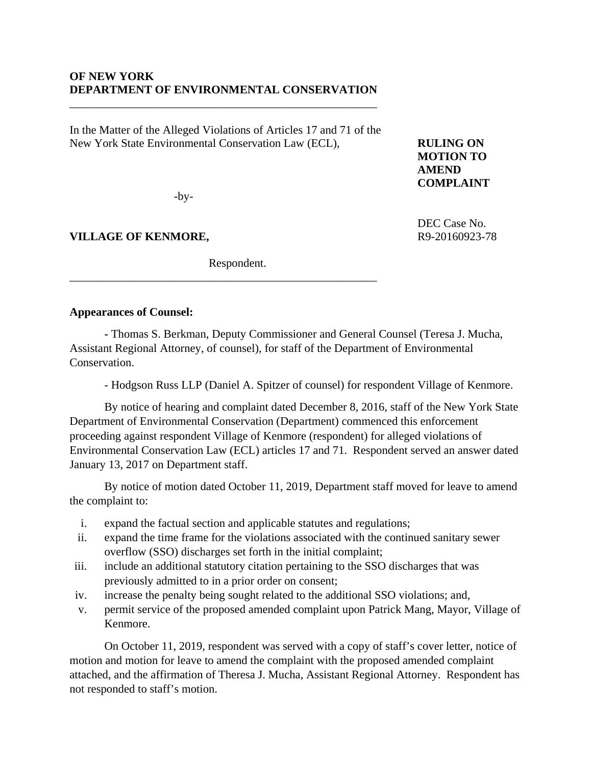**OF NEW YORK**
**DEPARTMENT OF ENVIRONMENTAL CONSERVATION**

---

In the Matter of the Alleged Violations of Articles 17 and 71 of the New York State Environmental Conservation Law (ECL),

-by-

**VILLAGE OF KENMORE,**

Respondent.

---

**RULING ON MOTION TO AMEND COMPLAINT**

DEC Case No. R9-20160923-78

**Appearances of Counsel:**

- Thomas S. Berkman, Deputy Commissioner and General Counsel (Teresa J. Mucha, Assistant Regional Attorney, of counsel), for staff of the Department of Environmental Conservation.

- Hodgson Russ LLP (Daniel A. Spitzer of counsel) for respondent Village of Kenmore.

By notice of hearing and complaint dated December 8, 2016, staff of the New York State Department of Environmental Conservation (Department) commenced this enforcement proceeding against respondent Village of Kenmore (respondent) for alleged violations of Environmental Conservation Law (ECL) articles 17 and 71. Respondent served an answer dated January 13, 2017 on Department staff.

By notice of motion dated October 11, 2019, Department staff moved for leave to amend the complaint to:

i. expand the factual section and applicable statutes and regulations;
ii. expand the time frame for the violations associated with the continued sanitary sewer overflow (SSO) discharges set forth in the initial complaint;
iii. include an additional statutory citation pertaining to the SSO discharges that was previously admitted to in a prior order on consent;
iv. increase the penalty being sought related to the additional SSO violations; and,
v. permit service of the proposed amended complaint upon Patrick Mang, Mayor, Village of Kenmore.

On October 11, 2019, respondent was served with a copy of staff's cover letter, notice of motion and motion for leave to amend the complaint with the proposed amended complaint attached, and the affirmation of Theresa J. Mucha, Assistant Regional Attorney. Respondent has not responded to staff's motion.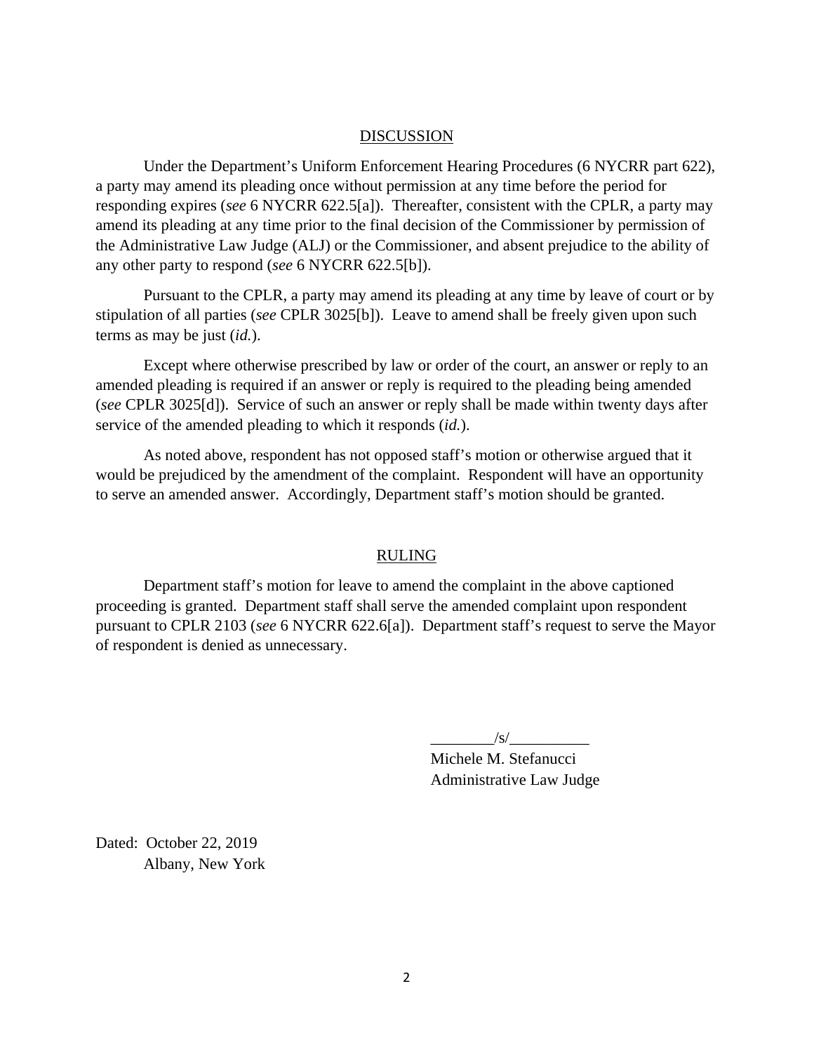## DISCUSSION

Under the Department's Uniform Enforcement Hearing Procedures (6 NYCRR part 622), a party may amend its pleading once without permission at any time before the period for responding expires (*see* 6 NYCRR 622.5[a]). Thereafter, consistent with the CPLR, a party may amend its pleading at any time prior to the final decision of the Commissioner by permission of the Administrative Law Judge (ALJ) or the Commissioner, and absent prejudice to the ability of any other party to respond (*see* 6 NYCRR 622.5[b]).

Pursuant to the CPLR, a party may amend its pleading at any time by leave of court or by stipulation of all parties (*see* CPLR 3025[b]). Leave to amend shall be freely given upon such terms as may be just (*id.*).

Except where otherwise prescribed by law or order of the court, an answer or reply to an amended pleading is required if an answer or reply is required to the pleading being amended (*see* CPLR 3025[d]). Service of such an answer or reply shall be made within twenty days after service of the amended pleading to which it responds (*id.*).

As noted above, respondent has not opposed staff's motion or otherwise argued that it would be prejudiced by the amendment of the complaint. Respondent will have an opportunity to serve an amended answer. Accordingly, Department staff's motion should be granted.

## RULING

Department staff's motion for leave to amend the complaint in the above captioned proceeding is granted. Department staff shall serve the amended complaint upon respondent pursuant to CPLR 2103 (*see* 6 NYCRR 622.6[a]). Department staff's request to serve the Mayor of respondent is denied as unnecessary.

________/s/__________
Michele M. Stefanucci
Administrative Law Judge

Dated: October 22, 2019
Albany, New York